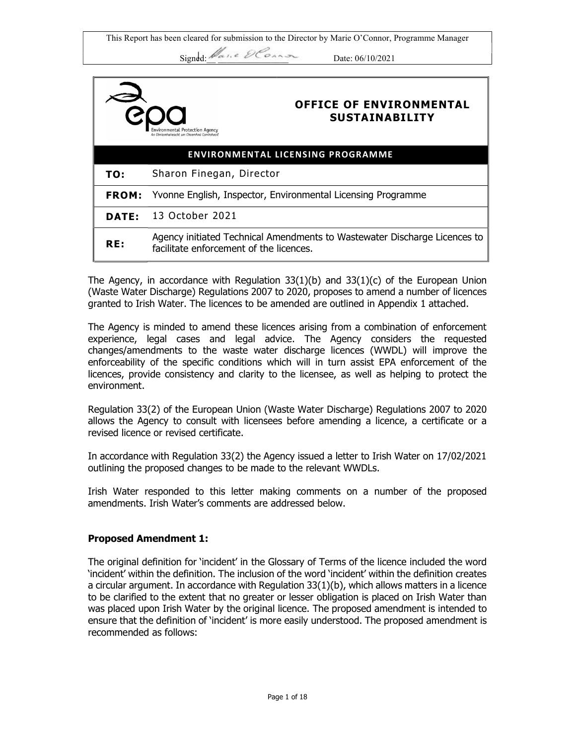This Report has been cleared for submission to the Director by Marie O'Connor, Programme Manager

Signed: ____________________ Date: 06/10/2021

**OFFICE OF ENVIRONMENTAL SUSTAINABILITY**

**ENVIRONMENTAL LICENSING PROGRAMME**

| | |
|---|---|
| **TO:** | Sharon Finegan, Director |
| **FROM:** | Yvonne English, Inspector, Environmental Licensing Programme |
| **DATE:** | 13 October 2021 |
| **RE:** | Agency initiated Technical Amendments to Wastewater Discharge Licences to facilitate enforcement of the licences. |

The Agency, in accordance with Regulation 33(1)(b) and 33(1)(c) of the European Union (Waste Water Discharge) Regulations 2007 to 2020, proposes to amend a number of licences granted to Irish Water. The licences to be amended are outlined in Appendix 1 attached.

The Agency is minded to amend these licences arising from a combination of enforcement experience, legal cases and legal advice. The Agency considers the requested changes/amendments to the waste water discharge licences (WWDL) will improve the enforceability of the specific conditions which will in turn assist EPA enforcement of the licences, provide consistency and clarity to the licensee, as well as helping to protect the environment.

Regulation 33(2) of the European Union (Waste Water Discharge) Regulations 2007 to 2020 allows the Agency to consult with licensees before amending a licence, a certificate or a revised licence or revised certificate.

In accordance with Regulation 33(2) the Agency issued a letter to Irish Water on 17/02/2021 outlining the proposed changes to be made to the relevant WWDLs.

Irish Water responded to this letter making comments on a number of the proposed amendments. Irish Water's comments are addressed below.

**Proposed Amendment 1:**

The original definition for 'incident' in the Glossary of Terms of the licence included the word 'incident' within the definition. The inclusion of the word 'incident' within the definition creates a circular argument. In accordance with Regulation 33(1)(b), which allows matters in a licence to be clarified to the extent that no greater or lesser obligation is placed on Irish Water than was placed upon Irish Water by the original licence. The proposed amendment is intended to ensure that the definition of 'incident' is more easily understood. The proposed amendment is recommended as follows: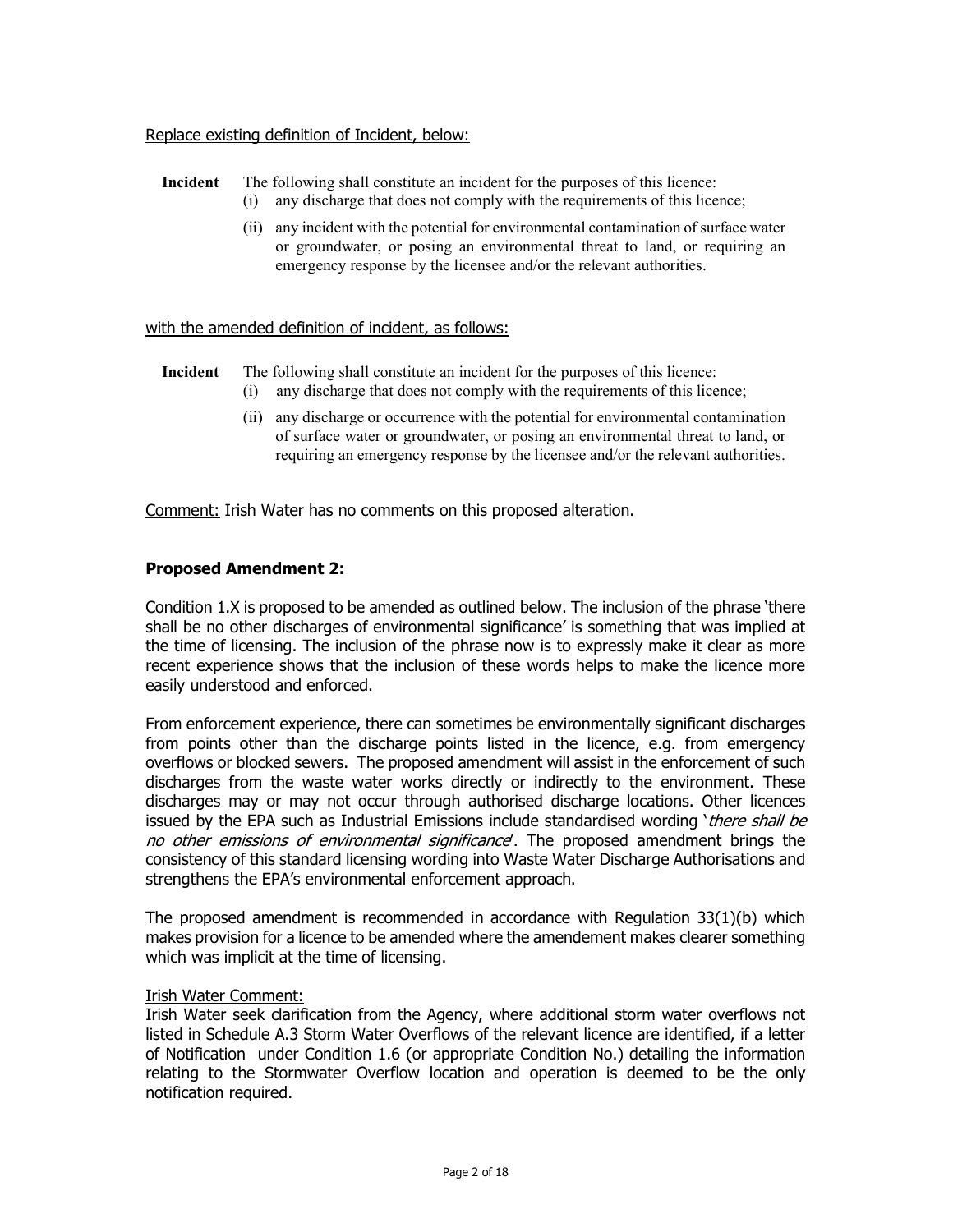Replace existing definition of Incident, below:

**Incident** The following shall constitute an incident for the purposes of this licence:

(i) any discharge that does not comply with the requirements of this licence;

(ii) any incident with the potential for environmental contamination of surface water or groundwater, or posing an environmental threat to land, or requiring an emergency response by the licensee and/or the relevant authorities.

with the amended definition of incident, as follows:

**Incident** The following shall constitute an incident for the purposes of this licence:

(i) any discharge that does not comply with the requirements of this licence;

(ii) any discharge or occurrence with the potential for environmental contamination of surface water or groundwater, or posing an environmental threat to land, or requiring an emergency response by the licensee and/or the relevant authorities.

Comment: Irish Water has no comments on this proposed alteration.

### Proposed Amendment 2:

Condition 1.X is proposed to be amended as outlined below. The inclusion of the phrase 'there shall be no other discharges of environmental significance' is something that was implied at the time of licensing. The inclusion of the phrase now is to expressly make it clear as more recent experience shows that the inclusion of these words helps to make the licence more easily understood and enforced.

From enforcement experience, there can sometimes be environmentally significant discharges from points other than the discharge points listed in the licence, e.g. from emergency overflows or blocked sewers. The proposed amendment will assist in the enforcement of such discharges from the waste water works directly or indirectly to the environment. These discharges may or may not occur through authorised discharge locations. Other licences issued by the EPA such as Industrial Emissions include standardised wording '*there shall be no other emissions of environmental significance*'. The proposed amendment brings the consistency of this standard licensing wording into Waste Water Discharge Authorisations and strengthens the EPA's environmental enforcement approach.

The proposed amendment is recommended in accordance with Regulation 33(1)(b) which makes provision for a licence to be amended where the amendement makes clearer something which was implicit at the time of licensing.

Irish Water Comment:

Irish Water seek clarification from the Agency, where additional storm water overflows not listed in Schedule A.3 Storm Water Overflows of the relevant licence are identified, if a letter of Notification under Condition 1.6 (or appropriate Condition No.) detailing the information relating to the Stormwater Overflow location and operation is deemed to be the only notification required.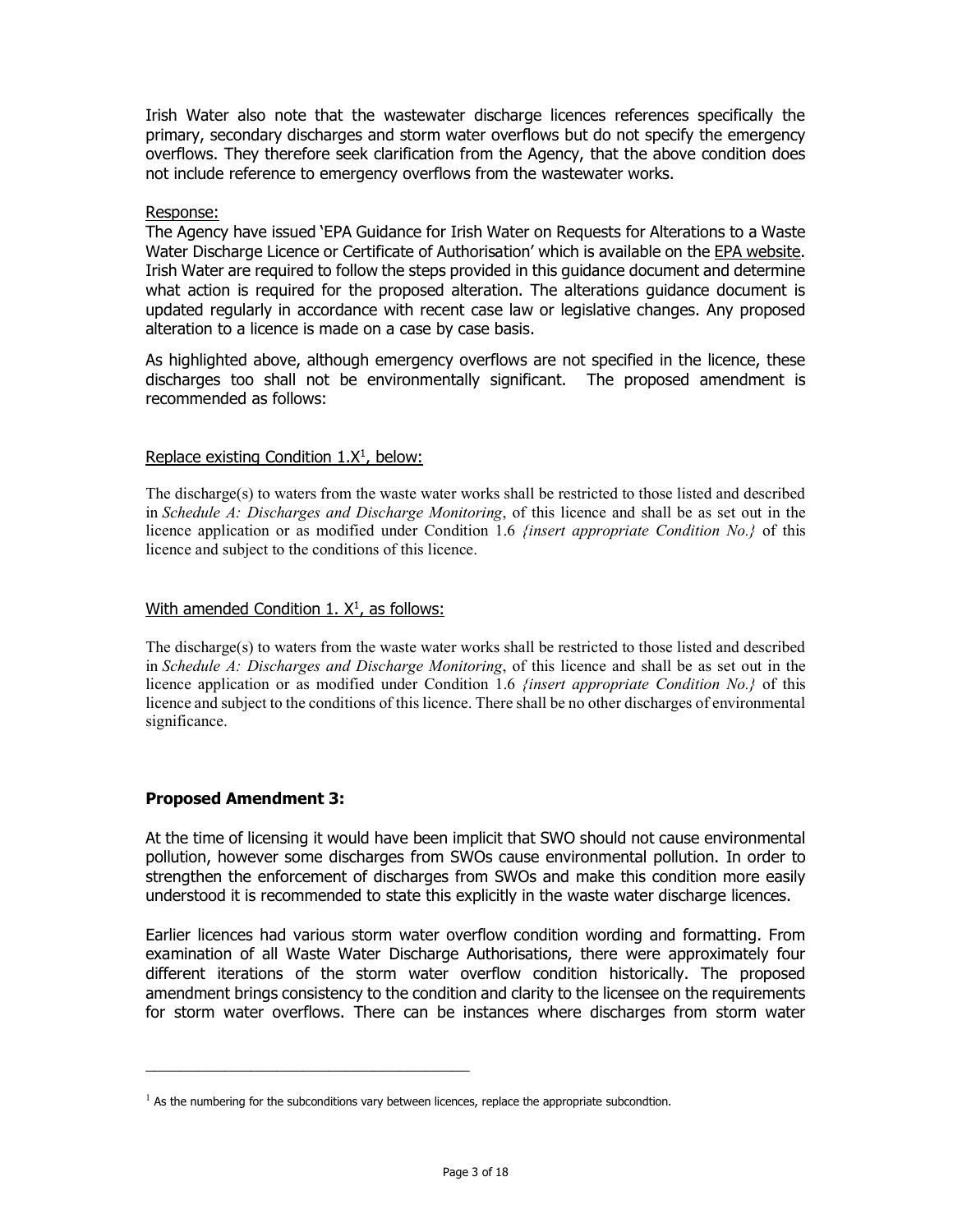Irish Water also note that the wastewater discharge licences references specifically the primary, secondary discharges and storm water overflows but do not specify the emergency overflows. They therefore seek clarification from the Agency, that the above condition does not include reference to emergency overflows from the wastewater works.

Response:

The Agency have issued 'EPA Guidance for Irish Water on Requests for Alterations to a Waste Water Discharge Licence or Certificate of Authorisation' which is available on the EPA website. Irish Water are required to follow the steps provided in this guidance document and determine what action is required for the proposed alteration. The alterations guidance document is updated regularly in accordance with recent case law or legislative changes. Any proposed alteration to a licence is made on a case by case basis.

As highlighted above, although emergency overflows are not specified in the licence, these discharges too shall not be environmentally significant. The proposed amendment is recommended as follows:

Replace existing Condition 1.X[1], below:

The discharge(s) to waters from the waste water works shall be restricted to those listed and described in *Schedule A: Discharges and Discharge Monitoring*, of this licence and shall be as set out in the licence application or as modified under Condition 1.6 *{insert appropriate Condition No.}* of this licence and subject to the conditions of this licence.

With amended Condition 1. X[1], as follows:

The discharge(s) to waters from the waste water works shall be restricted to those listed and described in *Schedule A: Discharges and Discharge Monitoring*, of this licence and shall be as set out in the licence application or as modified under Condition 1.6 *{insert appropriate Condition No.}* of this licence and subject to the conditions of this licence. There shall be no other discharges of environmental significance.

### Proposed Amendment 3:

At the time of licensing it would have been implicit that SWO should not cause environmental pollution, however some discharges from SWOs cause environmental pollution. In order to strengthen the enforcement of discharges from SWOs and make this condition more easily understood it is recommended to state this explicitly in the waste water discharge licences.

Earlier licences had various storm water overflow condition wording and formatting. From examination of all Waste Water Discharge Authorisations, there were approximately four different iterations of the storm water overflow condition historically. The proposed amendment brings consistency to the condition and clarity to the licensee on the requirements for storm water overflows. There can be instances where discharges from storm water

---

[1] As the numbering for the subconditions vary between licences, replace the appropriate subcondtion.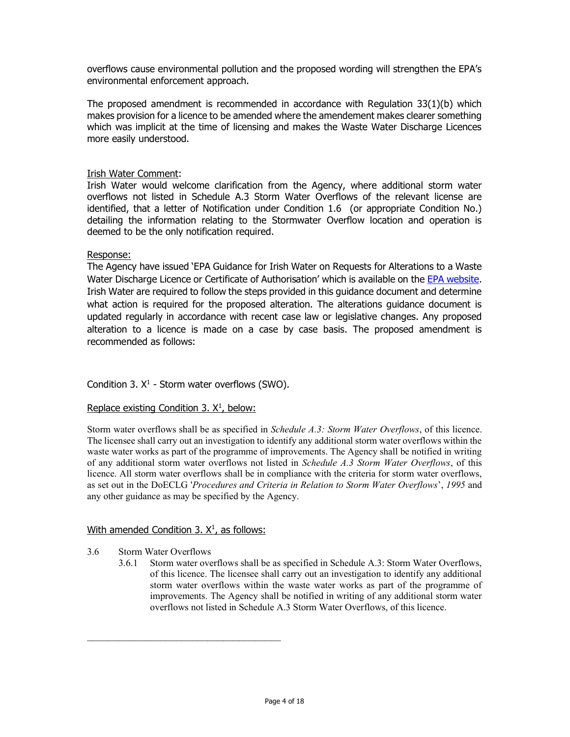overflows cause environmental pollution and the proposed wording will strengthen the EPA's environmental enforcement approach.

The proposed amendment is recommended in accordance with Regulation 33(1)(b) which makes provision for a licence to be amended where the amendement makes clearer something which was implicit at the time of licensing and makes the Waste Water Discharge Licences more easily understood.

Irish Water Comment:
Irish Water would welcome clarification from the Agency, where additional storm water overflows not listed in Schedule A.3 Storm Water Overflows of the relevant license are identified, that a letter of Notification under Condition 1.6 (or appropriate Condition No.) detailing the information relating to the Stormwater Overflow location and operation is deemed to be the only notification required.

Response:
The Agency have issued 'EPA Guidance for Irish Water on Requests for Alterations to a Waste Water Discharge Licence or Certificate of Authorisation' which is available on the EPA website. Irish Water are required to follow the steps provided in this guidance document and determine what action is required for the proposed alteration. The alterations guidance document is updated regularly in accordance with recent case law or legislative changes. Any proposed alteration to a licence is made on a case by case basis. The proposed amendment is recommended as follows:

Condition 3. X[1] - Storm water overflows (SWO).

Replace existing Condition 3. X[1], below:

Storm water overflows shall be as specified in *Schedule A.3: Storm Water Overflows*, of this licence. The licensee shall carry out an investigation to identify any additional storm water overflows within the waste water works as part of the programme of improvements. The Agency shall be notified in writing of any additional storm water overflows not listed in *Schedule A.3 Storm Water Overflows*, of this licence. All storm water overflows shall be in compliance with the criteria for storm water overflows, as set out in the DoECLG '*Procedures and Criteria in Relation to Storm Water Overflows*', *1995* and any other guidance as may be specified by the Agency.

With amended Condition 3. X[1], as follows:

3.6 Storm Water Overflows

3.6.1 Storm water overflows shall be as specified in Schedule A.3: Storm Water Overflows, of this licence. The licensee shall carry out an investigation to identify any additional storm water overflows within the waste water works as part of the programme of improvements. The Agency shall be notified in writing of any additional storm water overflows not listed in Schedule A.3 Storm Water Overflows, of this licence.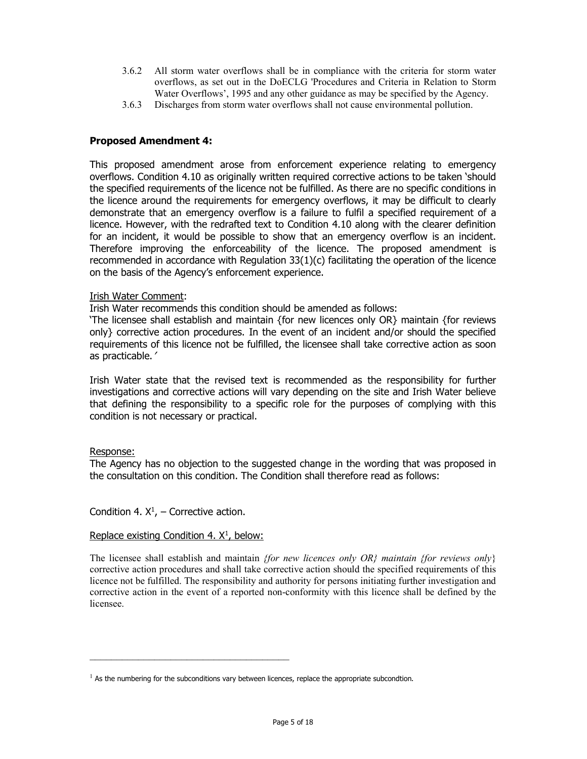3.6.2 All storm water overflows shall be in compliance with the criteria for storm water overflows, as set out in the DoECLG 'Procedures and Criteria in Relation to Storm Water Overflows', 1995 and any other guidance as may be specified by the Agency.

3.6.3 Discharges from storm water overflows shall not cause environmental pollution.

### Proposed Amendment 4:

This proposed amendment arose from enforcement experience relating to emergency overflows. Condition 4.10 as originally written required corrective actions to be taken 'should the specified requirements of the licence not be fulfilled. As there are no specific conditions in the licence around the requirements for emergency overflows, it may be difficult to clearly demonstrate that an emergency overflow is a failure to fulfil a specified requirement of a licence. However, with the redrafted text to Condition 4.10 along with the clearer definition for an incident, it would be possible to show that an emergency overflow is an incident. Therefore improving the enforceability of the licence. The proposed amendment is recommended in accordance with Regulation 33(1)(c) facilitating the operation of the licence on the basis of the Agency's enforcement experience.

Irish Water Comment:

Irish Water recommends this condition should be amended as follows:

'The licensee shall establish and maintain {for new licences only OR} maintain {for reviews only} corrective action procedures. In the event of an incident and/or should the specified requirements of this licence not be fulfilled, the licensee shall take corrective action as soon as practicable.′

Irish Water state that the revised text is recommended as the responsibility for further investigations and corrective actions will vary depending on the site and Irish Water believe that defining the responsibility to a specific role for the purposes of complying with this condition is not necessary or practical.

Response:

The Agency has no objection to the suggested change in the wording that was proposed in the consultation on this condition. The Condition shall therefore read as follows:

Condition 4. X[1], – Corrective action.

Replace existing Condition 4. X[1], below:

The licensee shall establish and maintain *{for new licences only OR} maintain {for reviews only}* corrective action procedures and shall take corrective action should the specified requirements of this licence not be fulfilled. The responsibility and authority for persons initiating further investigation and corrective action in the event of a reported non-conformity with this licence shall be defined by the licensee.

---

[1] As the numbering for the subconditions vary between licences, replace the appropriate subcondtion.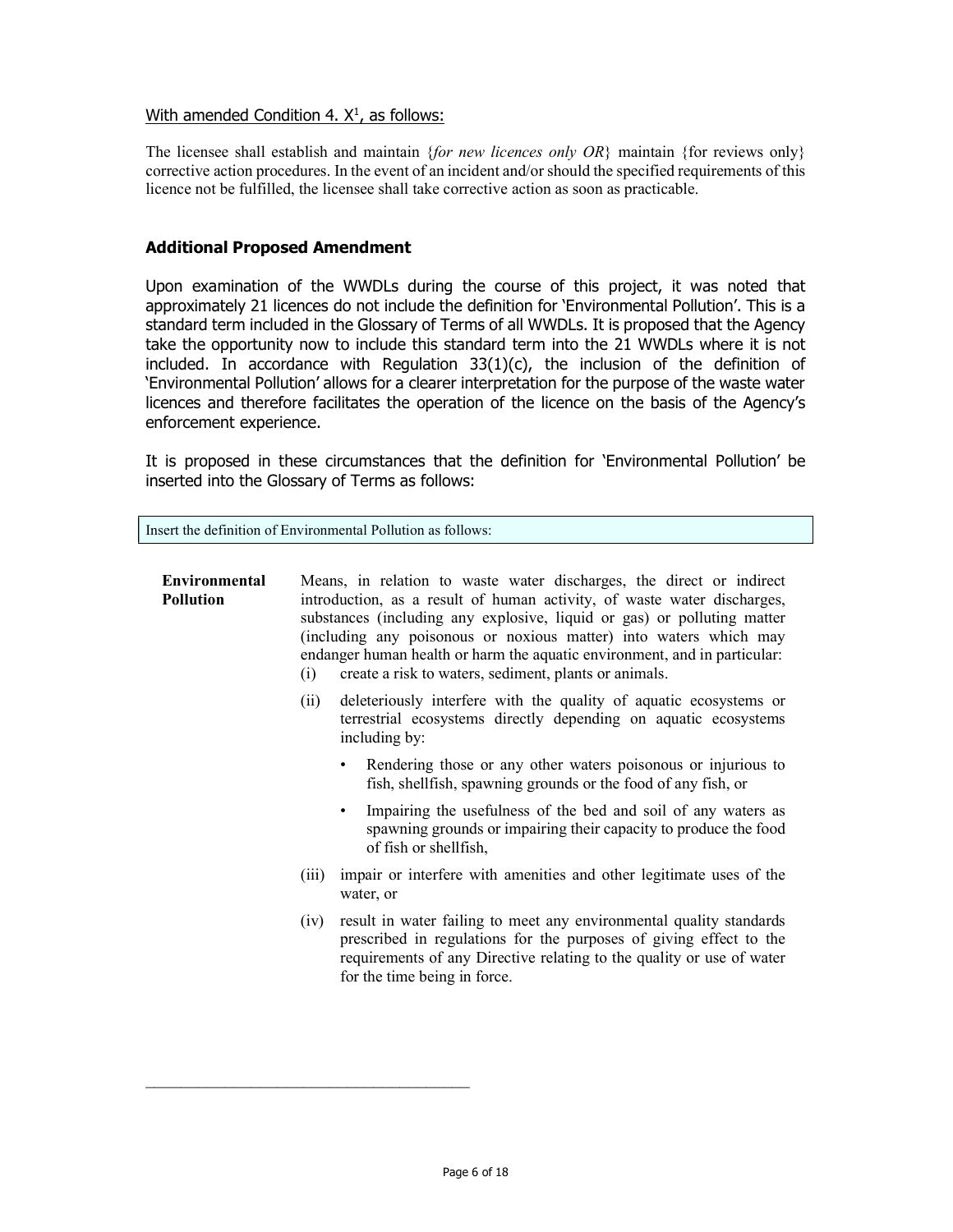With amended Condition 4. X[1], as follows:

The licensee shall establish and maintain {*for new licences only OR*} maintain {for reviews only} corrective action procedures. In the event of an incident and/or should the specified requirements of this licence not be fulfilled, the licensee shall take corrective action as soon as practicable.

### Additional Proposed Amendment

Upon examination of the WWDLs during the course of this project, it was noted that approximately 21 licences do not include the definition for 'Environmental Pollution'. This is a standard term included in the Glossary of Terms of all WWDLs. It is proposed that the Agency take the opportunity now to include this standard term into the 21 WWDLs where it is not included. In accordance with Regulation 33(1)(c), the inclusion of the definition of 'Environmental Pollution' allows for a clearer interpretation for the purpose of the waste water licences and therefore facilitates the operation of the licence on the basis of the Agency's enforcement experience.

It is proposed in these circumstances that the definition for 'Environmental Pollution' be inserted into the Glossary of Terms as follows:

| Insert the definition of Environmental Pollution as follows: |
|---|

| | |
|---|---|
| **Environmental Pollution** | Means, in relation to waste water discharges, the direct or indirect introduction, as a result of human activity, of waste water discharges, substances (including any explosive, liquid or gas) or polluting matter (including any poisonous or noxious matter) into waters which may endanger human health or harm the aquatic environment, and in particular:<br>(i) create a risk to waters, sediment, plants or animals.<br>(ii) deleteriously interfere with the quality of aquatic ecosystems or terrestrial ecosystems directly depending on aquatic ecosystems including by:<br>• Rendering those or any other waters poisonous or injurious to fish, shellfish, spawning grounds or the food of any fish, or<br>• Impairing the usefulness of the bed and soil of any waters as spawning grounds or impairing their capacity to produce the food of fish or shellfish,<br>(iii) impair or interfere with amenities and other legitimate uses of the water, or<br>(iv) result in water failing to meet any environmental quality standards prescribed in regulations for the purposes of giving effect to the requirements of any Directive relating to the quality or use of water for the time being in force. |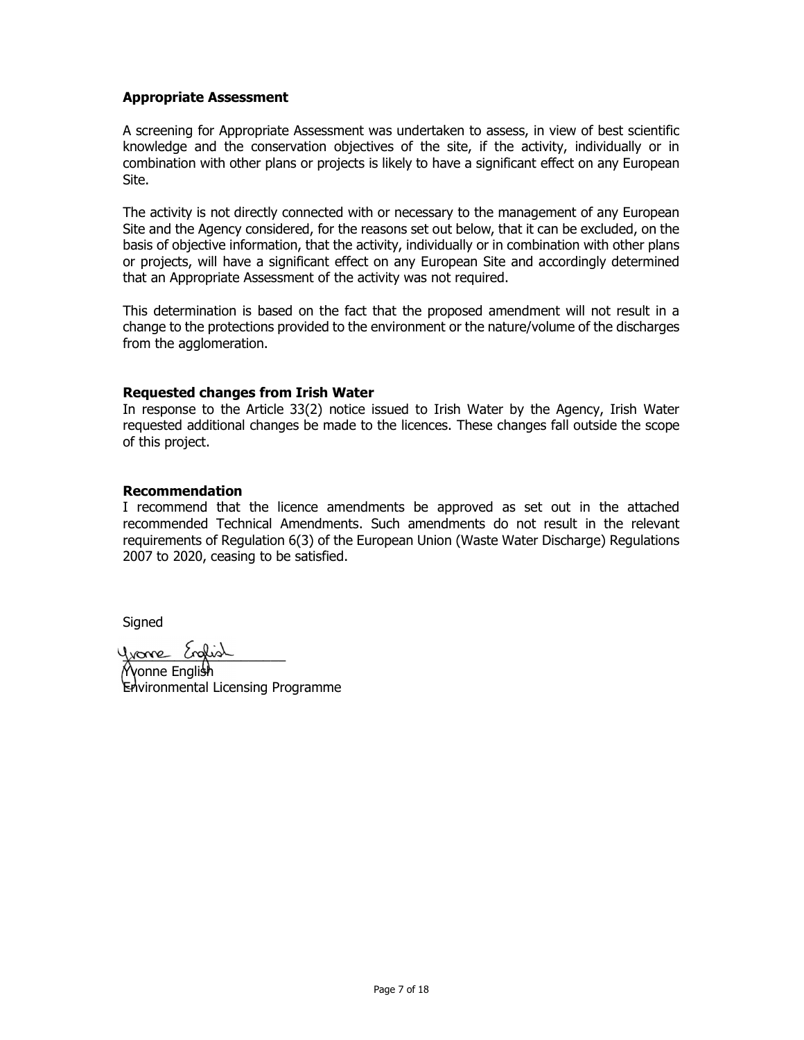## Appropriate Assessment

A screening for Appropriate Assessment was undertaken to assess, in view of best scientific knowledge and the conservation objectives of the site, if the activity, individually or in combination with other plans or projects is likely to have a significant effect on any European Site.

The activity is not directly connected with or necessary to the management of any European Site and the Agency considered, for the reasons set out below, that it can be excluded, on the basis of objective information, that the activity, individually or in combination with other plans or projects, will have a significant effect on any European Site and accordingly determined that an Appropriate Assessment of the activity was not required.

This determination is based on the fact that the proposed amendment will not result in a change to the protections provided to the environment or the nature/volume of the discharges from the agglomeration.

## Requested changes from Irish Water

In response to the Article 33(2) notice issued to Irish Water by the Agency, Irish Water requested additional changes be made to the licences. These changes fall outside the scope of this project.

## Recommendation

I recommend that the licence amendments be approved as set out in the attached recommended Technical Amendments. Such amendments do not result in the relevant requirements of Regulation 6(3) of the European Union (Waste Water Discharge) Regulations 2007 to 2020, ceasing to be satisfied.

Signed

Yvonne English

Yvonne English
Environmental Licensing Programme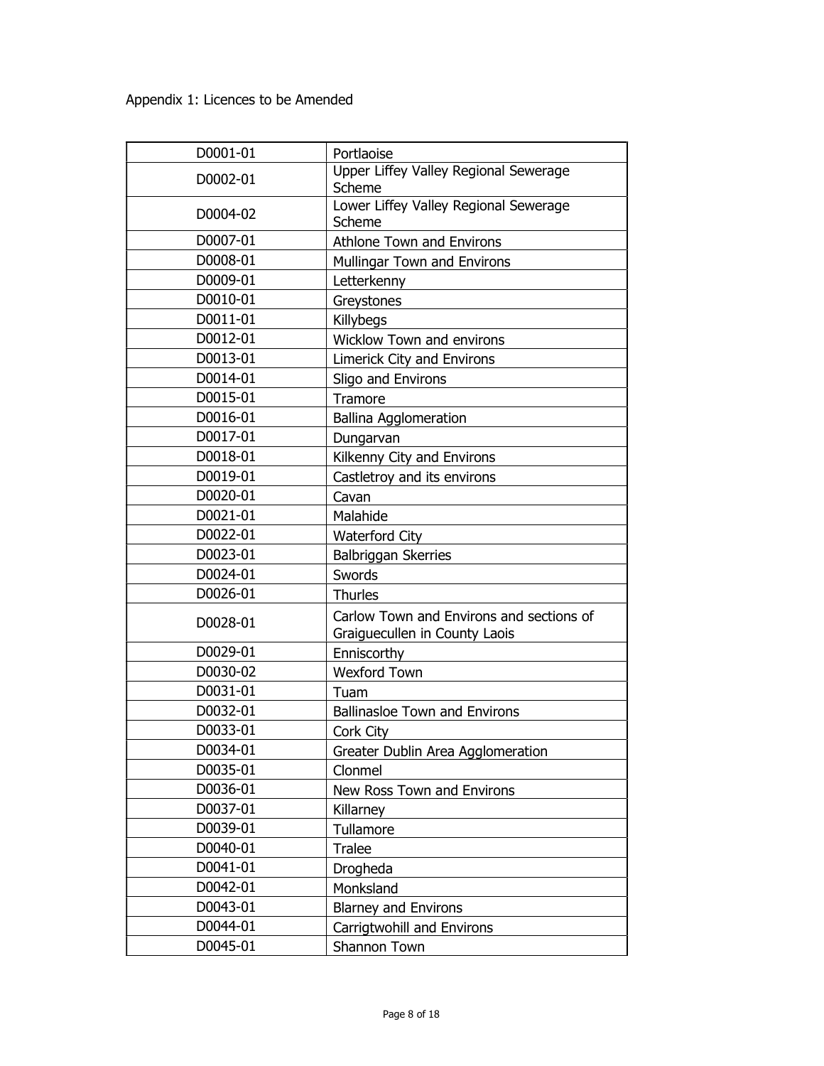Appendix 1: Licences to be Amended

| D0001-01 | Portlaoise |
|---|---|
| D0002-01 | Upper Liffey Valley Regional Sewerage Scheme |
| D0004-02 | Lower Liffey Valley Regional Sewerage Scheme |
| D0007-01 | Athlone Town and Environs |
| D0008-01 | Mullingar Town and Environs |
| D0009-01 | Letterkenny |
| D0010-01 | Greystones |
| D0011-01 | Killybegs |
| D0012-01 | Wicklow Town and environs |
| D0013-01 | Limerick City and Environs |
| D0014-01 | Sligo and Environs |
| D0015-01 | Tramore |
| D0016-01 | Ballina Agglomeration |
| D0017-01 | Dungarvan |
| D0018-01 | Kilkenny City and Environs |
| D0019-01 | Castletroy and its environs |
| D0020-01 | Cavan |
| D0021-01 | Malahide |
| D0022-01 | Waterford City |
| D0023-01 | Balbriggan Skerries |
| D0024-01 | Swords |
| D0026-01 | Thurles |
| D0028-01 | Carlow Town and Environs and sections of Graiguecullen in County Laois |
| D0029-01 | Enniscorthy |
| D0030-02 | Wexford Town |
| D0031-01 | Tuam |
| D0032-01 | Ballinasloe Town and Environs |
| D0033-01 | Cork City |
| D0034-01 | Greater Dublin Area Agglomeration |
| D0035-01 | Clonmel |
| D0036-01 | New Ross Town and Environs |
| D0037-01 | Killarney |
| D0039-01 | Tullamore |
| D0040-01 | Tralee |
| D0041-01 | Drogheda |
| D0042-01 | Monksland |
| D0043-01 | Blarney and Environs |
| D0044-01 | Carrigtwohill and Environs |
| D0045-01 | Shannon Town |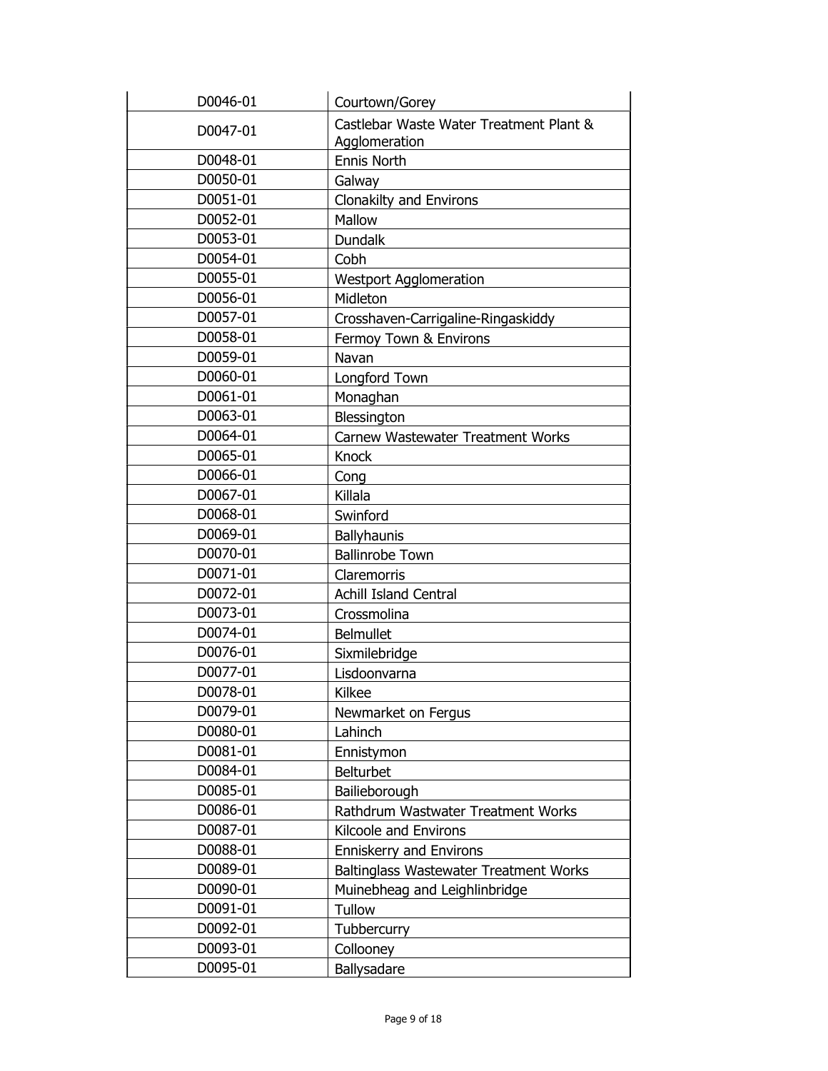| | |
|---|---|
| D0046-01 | Courtown/Gorey |
| D0047-01 | Castlebar Waste Water Treatment Plant & Agglomeration |
| D0048-01 | Ennis North |
| D0050-01 | Galway |
| D0051-01 | Clonakilty and Environs |
| D0052-01 | Mallow |
| D0053-01 | Dundalk |
| D0054-01 | Cobh |
| D0055-01 | Westport Agglomeration |
| D0056-01 | Midleton |
| D0057-01 | Crosshaven-Carrigaline-Ringaskiddy |
| D0058-01 | Fermoy Town & Environs |
| D0059-01 | Navan |
| D0060-01 | Longford Town |
| D0061-01 | Monaghan |
| D0063-01 | Blessington |
| D0064-01 | Carnew Wastewater Treatment Works |
| D0065-01 | Knock |
| D0066-01 | Cong |
| D0067-01 | Killala |
| D0068-01 | Swinford |
| D0069-01 | Ballyhaunis |
| D0070-01 | Ballinrobe Town |
| D0071-01 | Claremorris |
| D0072-01 | Achill Island Central |
| D0073-01 | Crossmolina |
| D0074-01 | Belmullet |
| D0076-01 | Sixmilebridge |
| D0077-01 | Lisdoonvarna |
| D0078-01 | Kilkee |
| D0079-01 | Newmarket on Fergus |
| D0080-01 | Lahinch |
| D0081-01 | Ennistymon |
| D0084-01 | Belturbet |
| D0085-01 | Bailieborough |
| D0086-01 | Rathdrum Wastwater Treatment Works |
| D0087-01 | Kilcoole and Environs |
| D0088-01 | Enniskerry and Environs |
| D0089-01 | Baltinglass Wastewater Treatment Works |
| D0090-01 | Muinebheag and Leighlinbridge |
| D0091-01 | Tullow |
| D0092-01 | Tubbercurry |
| D0093-01 | Collooney |
| D0095-01 | Ballysadare |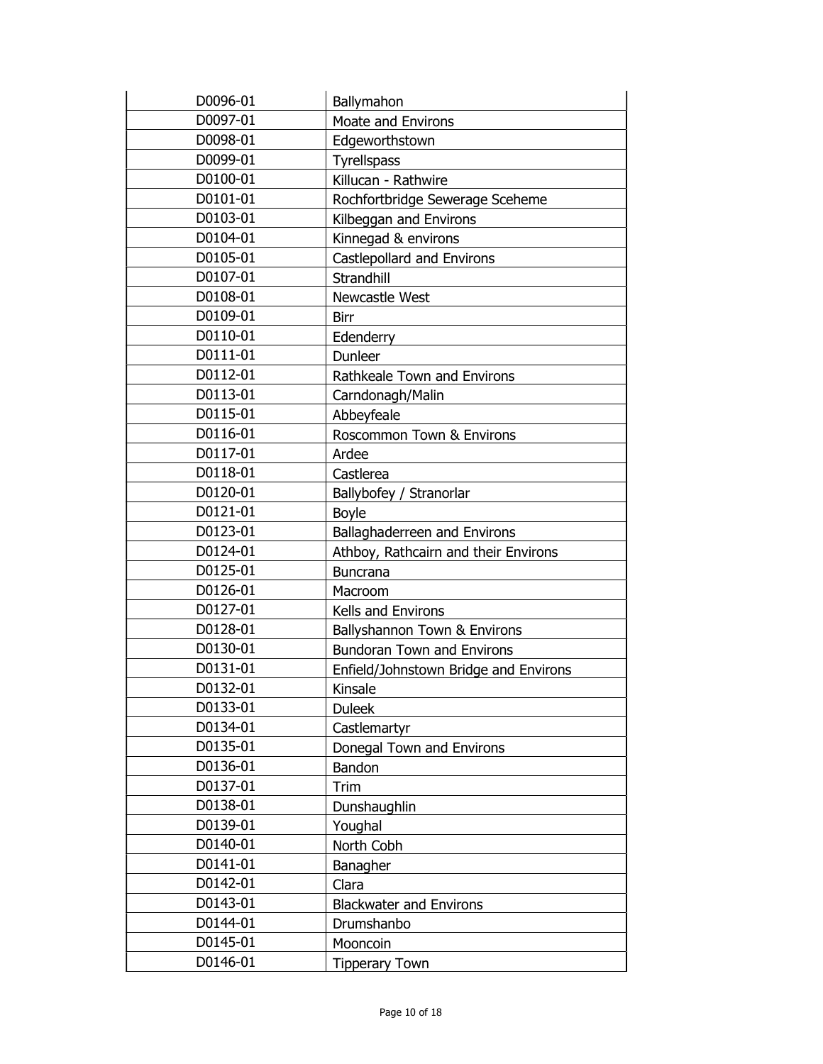| | |
|---|---|
| D0096-01 | Ballymahon |
| D0097-01 | Moate and Environs |
| D0098-01 | Edgeworthstown |
| D0099-01 | Tyrellspass |
| D0100-01 | Killucan - Rathwire |
| D0101-01 | Rochfortbridge Sewerage Sceheme |
| D0103-01 | Kilbeggan and Environs |
| D0104-01 | Kinnegad & environs |
| D0105-01 | Castlepollard and Environs |
| D0107-01 | Strandhill |
| D0108-01 | Newcastle West |
| D0109-01 | Birr |
| D0110-01 | Edenderry |
| D0111-01 | Dunleer |
| D0112-01 | Rathkeale Town and Environs |
| D0113-01 | Carndonagh/Malin |
| D0115-01 | Abbeyfeale |
| D0116-01 | Roscommon Town & Environs |
| D0117-01 | Ardee |
| D0118-01 | Castlerea |
| D0120-01 | Ballybofey / Stranorlar |
| D0121-01 | Boyle |
| D0123-01 | Ballaghaderreen and Environs |
| D0124-01 | Athboy, Rathcairn and their Environs |
| D0125-01 | Buncrana |
| D0126-01 | Macroom |
| D0127-01 | Kells and Environs |
| D0128-01 | Ballyshannon Town & Environs |
| D0130-01 | Bundoran Town and Environs |
| D0131-01 | Enfield/Johnstown Bridge and Environs |
| D0132-01 | Kinsale |
| D0133-01 | Duleek |
| D0134-01 | Castlemartyr |
| D0135-01 | Donegal Town and Environs |
| D0136-01 | Bandon |
| D0137-01 | Trim |
| D0138-01 | Dunshaughlin |
| D0139-01 | Youghal |
| D0140-01 | North Cobh |
| D0141-01 | Banagher |
| D0142-01 | Clara |
| D0143-01 | Blackwater and Environs |
| D0144-01 | Drumshanbo |
| D0145-01 | Mooncoin |
| D0146-01 | Tipperary Town |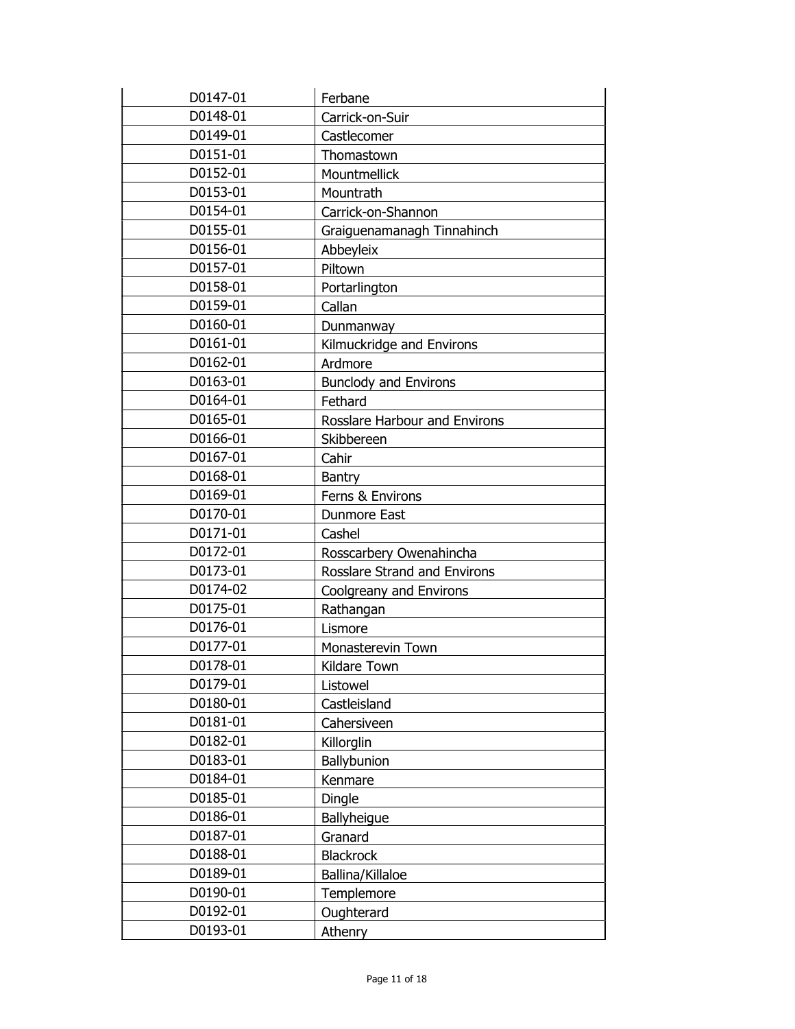| D0147-01 | Ferbane |
|---|---|
| D0148-01 | Carrick-on-Suir |
| D0149-01 | Castlecomer |
| D0151-01 | Thomastown |
| D0152-01 | Mountmellick |
| D0153-01 | Mountrath |
| D0154-01 | Carrick-on-Shannon |
| D0155-01 | Graiguenamanagh Tinnahinch |
| D0156-01 | Abbeyleix |
| D0157-01 | Piltown |
| D0158-01 | Portarlington |
| D0159-01 | Callan |
| D0160-01 | Dunmanway |
| D0161-01 | Kilmuckridge and Environs |
| D0162-01 | Ardmore |
| D0163-01 | Bunclody and Environs |
| D0164-01 | Fethard |
| D0165-01 | Rosslare Harbour and Environs |
| D0166-01 | Skibbereen |
| D0167-01 | Cahir |
| D0168-01 | Bantry |
| D0169-01 | Ferns & Environs |
| D0170-01 | Dunmore East |
| D0171-01 | Cashel |
| D0172-01 | Rosscarbery Owenahincha |
| D0173-01 | Rosslare Strand and Environs |
| D0174-02 | Coolgreany and Environs |
| D0175-01 | Rathangan |
| D0176-01 | Lismore |
| D0177-01 | Monasterevin Town |
| D0178-01 | Kildare Town |
| D0179-01 | Listowel |
| D0180-01 | Castleisland |
| D0181-01 | Cahersiveen |
| D0182-01 | Killorglin |
| D0183-01 | Ballybunion |
| D0184-01 | Kenmare |
| D0185-01 | Dingle |
| D0186-01 | Ballyheigue |
| D0187-01 | Granard |
| D0188-01 | Blackrock |
| D0189-01 | Ballina/Killaloe |
| D0190-01 | Templemore |
| D0192-01 | Oughterard |
| D0193-01 | Athenry |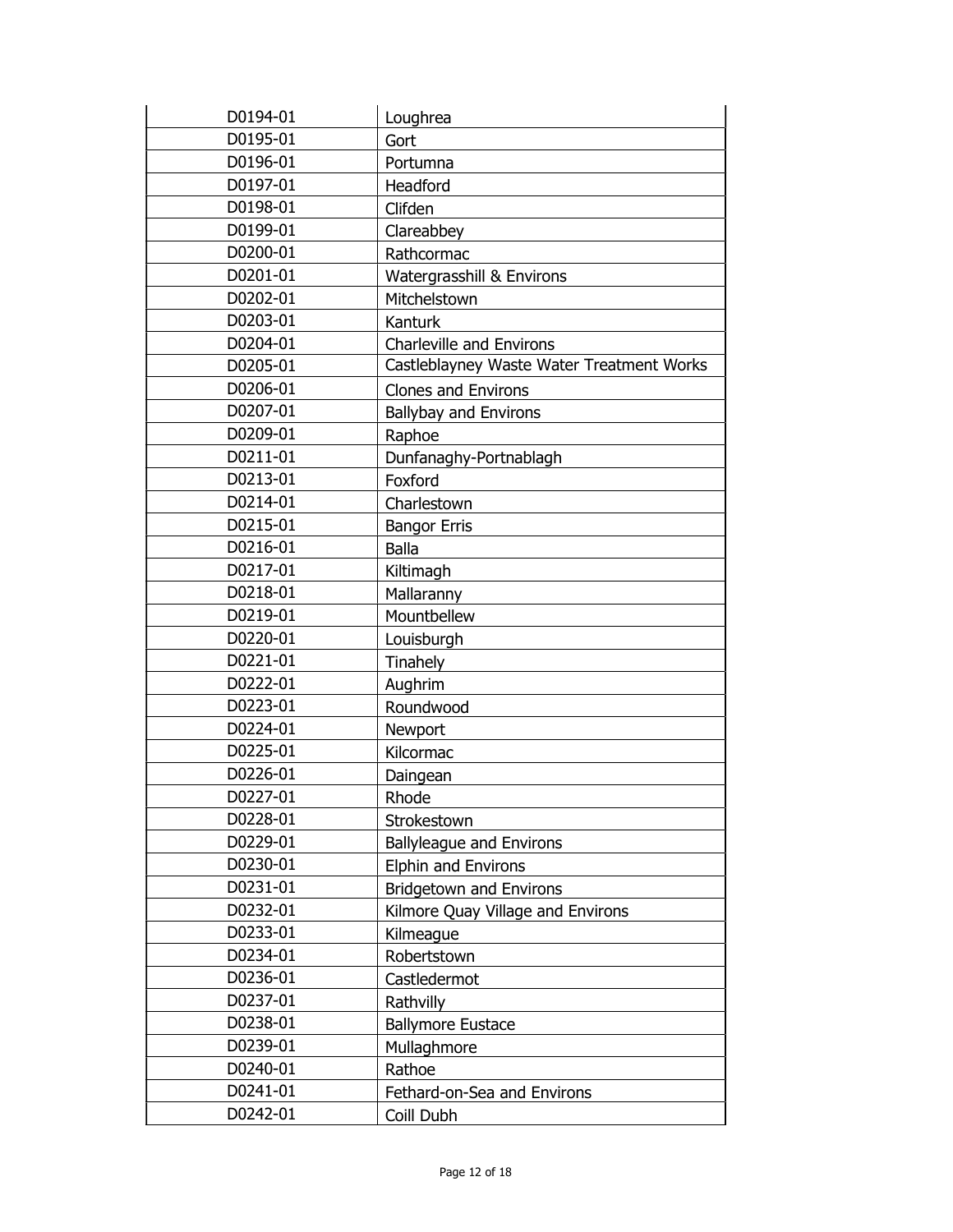| | |
|---|---|
| D0194-01 | Loughrea |
| D0195-01 | Gort |
| D0196-01 | Portumna |
| D0197-01 | Headford |
| D0198-01 | Clifden |
| D0199-01 | Clareabbey |
| D0200-01 | Rathcormac |
| D0201-01 | Watergrasshill & Environs |
| D0202-01 | Mitchelstown |
| D0203-01 | Kanturk |
| D0204-01 | Charleville and Environs |
| D0205-01 | Castleblayney Waste Water Treatment Works |
| D0206-01 | Clones and Environs |
| D0207-01 | Ballybay and Environs |
| D0209-01 | Raphoe |
| D0211-01 | Dunfanaghy-Portnablagh |
| D0213-01 | Foxford |
| D0214-01 | Charlestown |
| D0215-01 | Bangor Erris |
| D0216-01 | Balla |
| D0217-01 | Kiltimagh |
| D0218-01 | Mallaranny |
| D0219-01 | Mountbellew |
| D0220-01 | Louisburgh |
| D0221-01 | Tinahely |
| D0222-01 | Aughrim |
| D0223-01 | Roundwood |
| D0224-01 | Newport |
| D0225-01 | Kilcormac |
| D0226-01 | Daingean |
| D0227-01 | Rhode |
| D0228-01 | Strokestown |
| D0229-01 | Ballyleague and Environs |
| D0230-01 | Elphin and Environs |
| D0231-01 | Bridgetown and Environs |
| D0232-01 | Kilmore Quay Village and Environs |
| D0233-01 | Kilmeague |
| D0234-01 | Robertstown |
| D0236-01 | Castledermot |
| D0237-01 | Rathvilly |
| D0238-01 | Ballymore Eustace |
| D0239-01 | Mullaghmore |
| D0240-01 | Rathoe |
| D0241-01 | Fethard-on-Sea and Environs |
| D0242-01 | Coill Dubh |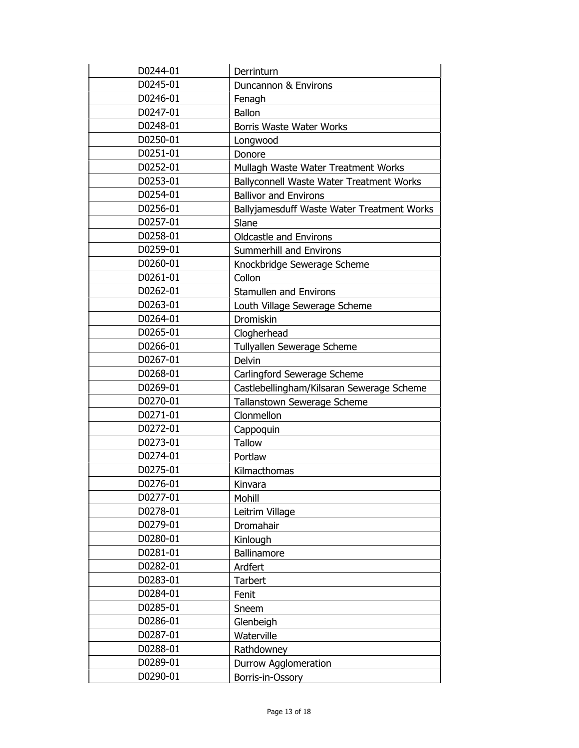| | |
|---|---|
| D0244-01 | Derrinturn |
| D0245-01 | Duncannon & Environs |
| D0246-01 | Fenagh |
| D0247-01 | Ballon |
| D0248-01 | Borris Waste Water Works |
| D0250-01 | Longwood |
| D0251-01 | Donore |
| D0252-01 | Mullagh Waste Water Treatment Works |
| D0253-01 | Ballyconnell Waste Water Treatment Works |
| D0254-01 | Ballivor and Environs |
| D0256-01 | Ballyjamesduff Waste Water Treatment Works |
| D0257-01 | Slane |
| D0258-01 | Oldcastle and Environs |
| D0259-01 | Summerhill and Environs |
| D0260-01 | Knockbridge Sewerage Scheme |
| D0261-01 | Collon |
| D0262-01 | Stamullen and Environs |
| D0263-01 | Louth Village Sewerage Scheme |
| D0264-01 | Dromiskin |
| D0265-01 | Clogherhead |
| D0266-01 | Tullyallen Sewerage Scheme |
| D0267-01 | Delvin |
| D0268-01 | Carlingford Sewerage Scheme |
| D0269-01 | Castlebellingham/Kilsaran Sewerage Scheme |
| D0270-01 | Tallanstown Sewerage Scheme |
| D0271-01 | Clonmellon |
| D0272-01 | Cappoquin |
| D0273-01 | Tallow |
| D0274-01 | Portlaw |
| D0275-01 | Kilmacthomas |
| D0276-01 | Kinvara |
| D0277-01 | Mohill |
| D0278-01 | Leitrim Village |
| D0279-01 | Dromahair |
| D0280-01 | Kinlough |
| D0281-01 | Ballinamore |
| D0282-01 | Ardfert |
| D0283-01 | Tarbert |
| D0284-01 | Fenit |
| D0285-01 | Sneem |
| D0286-01 | Glenbeigh |
| D0287-01 | Waterville |
| D0288-01 | Rathdowney |
| D0289-01 | Durrow Agglomeration |
| D0290-01 | Borris-in-Ossory |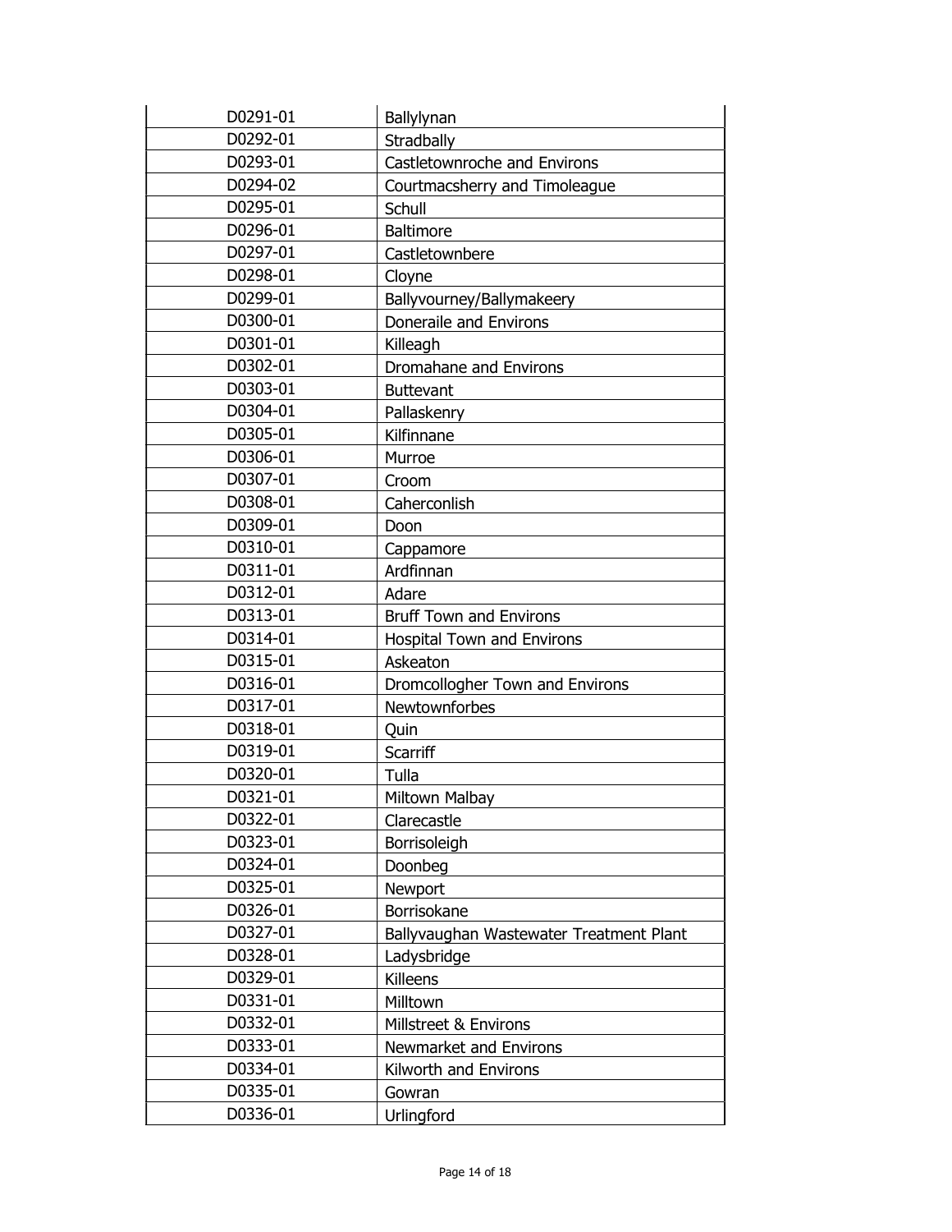| | |
|---|---|
| D0291-01 | Ballylynan |
| D0292-01 | Stradbally |
| D0293-01 | Castletownroche and Environs |
| D0294-02 | Courtmacsherry and Timoleague |
| D0295-01 | Schull |
| D0296-01 | Baltimore |
| D0297-01 | Castletownbere |
| D0298-01 | Cloyne |
| D0299-01 | Ballyvourney/Ballymakeery |
| D0300-01 | Doneraile and Environs |
| D0301-01 | Killeagh |
| D0302-01 | Dromahane and Environs |
| D0303-01 | Buttevant |
| D0304-01 | Pallaskenry |
| D0305-01 | Kilfinnane |
| D0306-01 | Murroe |
| D0307-01 | Croom |
| D0308-01 | Caherconlish |
| D0309-01 | Doon |
| D0310-01 | Cappamore |
| D0311-01 | Ardfinnan |
| D0312-01 | Adare |
| D0313-01 | Bruff Town and Environs |
| D0314-01 | Hospital Town and Environs |
| D0315-01 | Askeaton |
| D0316-01 | Dromcollogher Town and Environs |
| D0317-01 | Newtownforbes |
| D0318-01 | Quin |
| D0319-01 | Scarriff |
| D0320-01 | Tulla |
| D0321-01 | Miltown Malbay |
| D0322-01 | Clarecastle |
| D0323-01 | Borrisoleigh |
| D0324-01 | Doonbeg |
| D0325-01 | Newport |
| D0326-01 | Borrisokane |
| D0327-01 | Ballyvaughan Wastewater Treatment Plant |
| D0328-01 | Ladysbridge |
| D0329-01 | Killeens |
| D0331-01 | Milltown |
| D0332-01 | Millstreet & Environs |
| D0333-01 | Newmarket and Environs |
| D0334-01 | Kilworth and Environs |
| D0335-01 | Gowran |
| D0336-01 | Urlingford |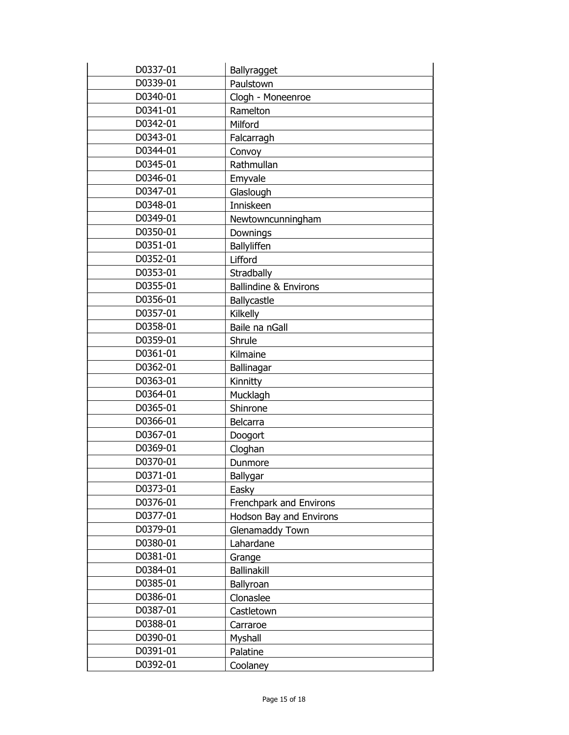| | |
|---|---|
| D0337-01 | Ballyragget |
| D0339-01 | Paulstown |
| D0340-01 | Clogh - Moneenroe |
| D0341-01 | Ramelton |
| D0342-01 | Milford |
| D0343-01 | Falcarragh |
| D0344-01 | Convoy |
| D0345-01 | Rathmullan |
| D0346-01 | Emyvale |
| D0347-01 | Glaslough |
| D0348-01 | Inniskeen |
| D0349-01 | Newtowncunningham |
| D0350-01 | Downings |
| D0351-01 | Ballyliffen |
| D0352-01 | Lifford |
| D0353-01 | Stradbally |
| D0355-01 | Ballindine & Environs |
| D0356-01 | Ballycastle |
| D0357-01 | Kilkelly |
| D0358-01 | Baile na nGall |
| D0359-01 | Shrule |
| D0361-01 | Kilmaine |
| D0362-01 | Ballinagar |
| D0363-01 | Kinnitty |
| D0364-01 | Mucklagh |
| D0365-01 | Shinrone |
| D0366-01 | Belcarra |
| D0367-01 | Doogort |
| D0369-01 | Cloghan |
| D0370-01 | Dunmore |
| D0371-01 | Ballygar |
| D0373-01 | Easky |
| D0376-01 | Frenchpark and Environs |
| D0377-01 | Hodson Bay and Environs |
| D0379-01 | Glenamaddy Town |
| D0380-01 | Lahardane |
| D0381-01 | Grange |
| D0384-01 | Ballinakill |
| D0385-01 | Ballyroan |
| D0386-01 | Clonaslee |
| D0387-01 | Castletown |
| D0388-01 | Carraroe |
| D0390-01 | Myshall |
| D0391-01 | Palatine |
| D0392-01 | Coolaney |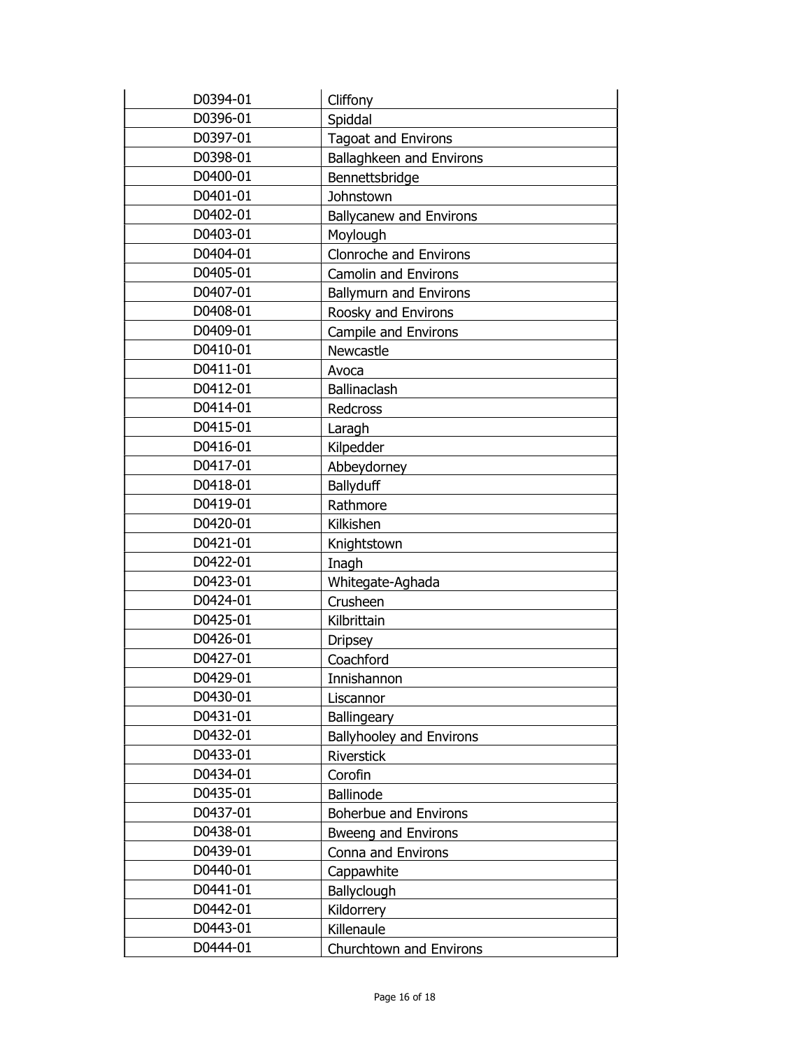| | |
|---|---|
| D0394-01 | Cliffony |
| D0396-01 | Spiddal |
| D0397-01 | Tagoat and Environs |
| D0398-01 | Ballaghkeen and Environs |
| D0400-01 | Bennettsbridge |
| D0401-01 | Johnstown |
| D0402-01 | Ballycanew and Environs |
| D0403-01 | Moylough |
| D0404-01 | Clonroche and Environs |
| D0405-01 | Camolin and Environs |
| D0407-01 | Ballymurn and Environs |
| D0408-01 | Roosky and Environs |
| D0409-01 | Campile and Environs |
| D0410-01 | Newcastle |
| D0411-01 | Avoca |
| D0412-01 | Ballinaclash |
| D0414-01 | Redcross |
| D0415-01 | Laragh |
| D0416-01 | Kilpedder |
| D0417-01 | Abbeydorney |
| D0418-01 | Ballyduff |
| D0419-01 | Rathmore |
| D0420-01 | Kilkishen |
| D0421-01 | Knightstown |
| D0422-01 | Inagh |
| D0423-01 | Whitegate-Aghada |
| D0424-01 | Crusheen |
| D0425-01 | Kilbrittain |
| D0426-01 | Dripsey |
| D0427-01 | Coachford |
| D0429-01 | Innishannon |
| D0430-01 | Liscannor |
| D0431-01 | Ballingeary |
| D0432-01 | Ballyhooley and Environs |
| D0433-01 | Riverstick |
| D0434-01 | Corofin |
| D0435-01 | Ballinode |
| D0437-01 | Boherbue and Environs |
| D0438-01 | Bweeng and Environs |
| D0439-01 | Conna and Environs |
| D0440-01 | Cappawhite |
| D0441-01 | Ballyclough |
| D0442-01 | Kildorrery |
| D0443-01 | Killenaule |
| D0444-01 | Churchtown and Environs |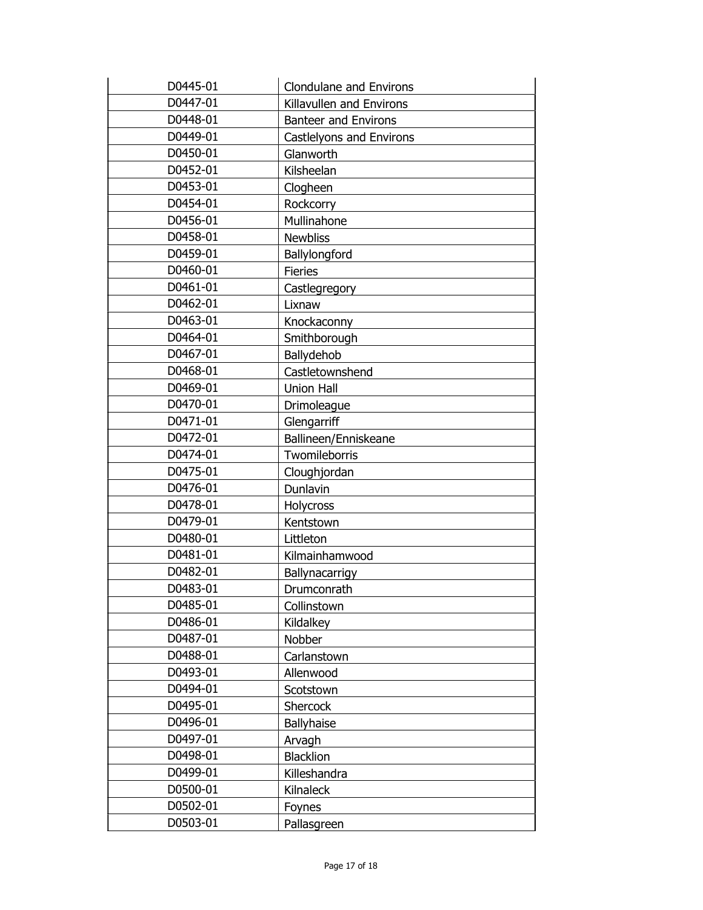| | |
|---|---|
| D0445-01 | Clondulane and Environs |
| D0447-01 | Killavullen and Environs |
| D0448-01 | Banteer and Environs |
| D0449-01 | Castlelyons and Environs |
| D0450-01 | Glanworth |
| D0452-01 | Kilsheelan |
| D0453-01 | Clogheen |
| D0454-01 | Rockcorry |
| D0456-01 | Mullinahone |
| D0458-01 | Newbliss |
| D0459-01 | Ballylongford |
| D0460-01 | Fieries |
| D0461-01 | Castlegregory |
| D0462-01 | Lixnaw |
| D0463-01 | Knockaconny |
| D0464-01 | Smithborough |
| D0467-01 | Ballydehob |
| D0468-01 | Castletownshend |
| D0469-01 | Union Hall |
| D0470-01 | Drimoleague |
| D0471-01 | Glengarriff |
| D0472-01 | Ballineen/Enniskeane |
| D0474-01 | Twomileborris |
| D0475-01 | Cloughjordan |
| D0476-01 | Dunlavin |
| D0478-01 | Holycross |
| D0479-01 | Kentstown |
| D0480-01 | Littleton |
| D0481-01 | Kilmainhamwood |
| D0482-01 | Ballynacarrigy |
| D0483-01 | Drumconrath |
| D0485-01 | Collinstown |
| D0486-01 | Kildalkey |
| D0487-01 | Nobber |
| D0488-01 | Carlanstown |
| D0493-01 | Allenwood |
| D0494-01 | Scotstown |
| D0495-01 | Shercock |
| D0496-01 | Ballyhaise |
| D0497-01 | Arvagh |
| D0498-01 | Blacklion |
| D0499-01 | Killeshandra |
| D0500-01 | Kilnaleck |
| D0502-01 | Foynes |
| D0503-01 | Pallasgreen |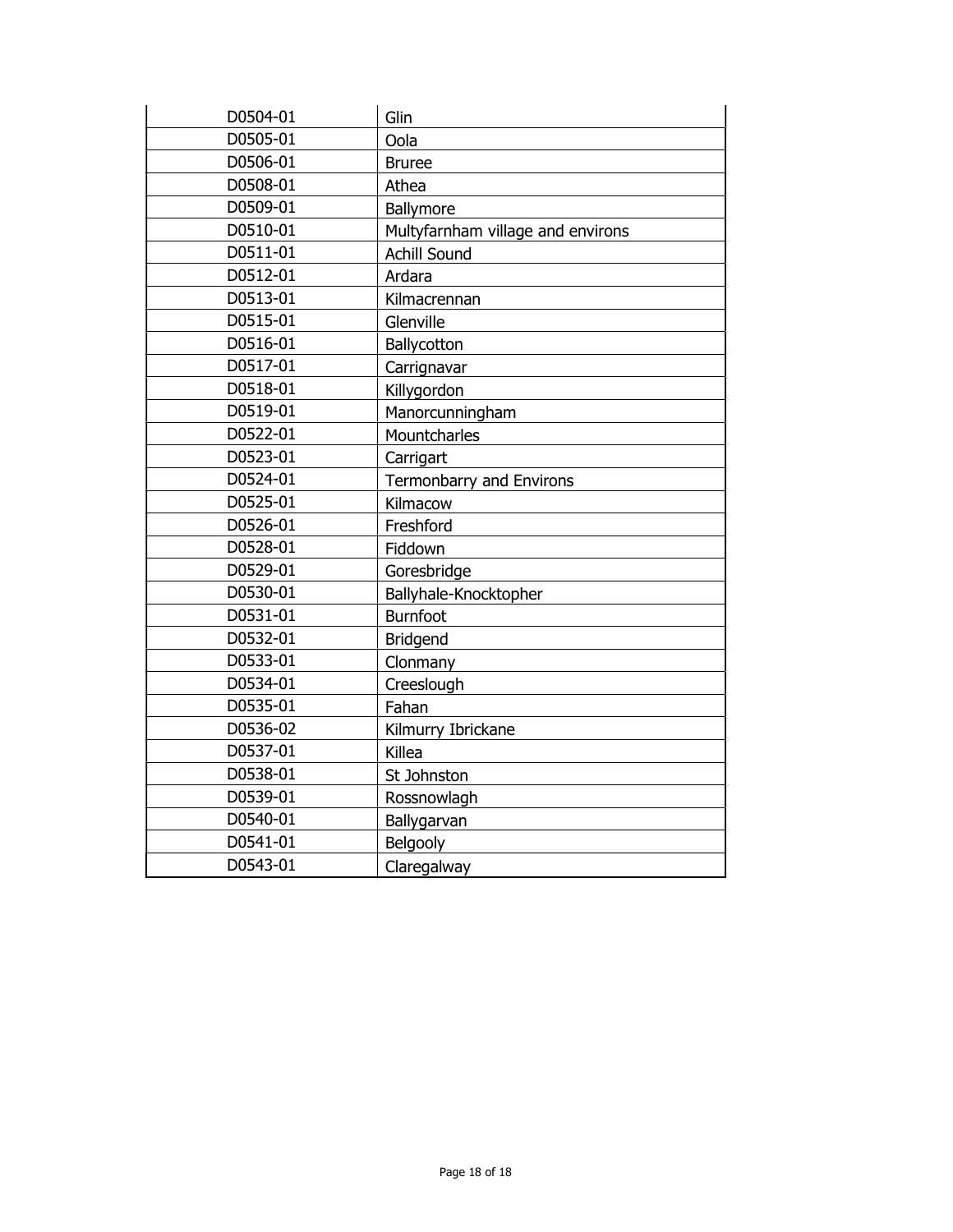| | |
|---|---|
| D0504-01 | Glin |
| D0505-01 | Oola |
| D0506-01 | Bruree |
| D0508-01 | Athea |
| D0509-01 | Ballymore |
| D0510-01 | Multyfarnham village and environs |
| D0511-01 | Achill Sound |
| D0512-01 | Ardara |
| D0513-01 | Kilmacrennan |
| D0515-01 | Glenville |
| D0516-01 | Ballycotton |
| D0517-01 | Carrignavar |
| D0518-01 | Killygordon |
| D0519-01 | Manorcunningham |
| D0522-01 | Mountcharles |
| D0523-01 | Carrigart |
| D0524-01 | Termonbarry and Environs |
| D0525-01 | Kilmacow |
| D0526-01 | Freshford |
| D0528-01 | Fiddown |
| D0529-01 | Goresbridge |
| D0530-01 | Ballyhale-Knocktopher |
| D0531-01 | Burnfoot |
| D0532-01 | Bridgend |
| D0533-01 | Clonmany |
| D0534-01 | Creeslough |
| D0535-01 | Fahan |
| D0536-02 | Kilmurry Ibrickane |
| D0537-01 | Killea |
| D0538-01 | St Johnston |
| D0539-01 | Rossnowlagh |
| D0540-01 | Ballygarvan |
| D0541-01 | Belgooly |
| D0543-01 | Claregalway |